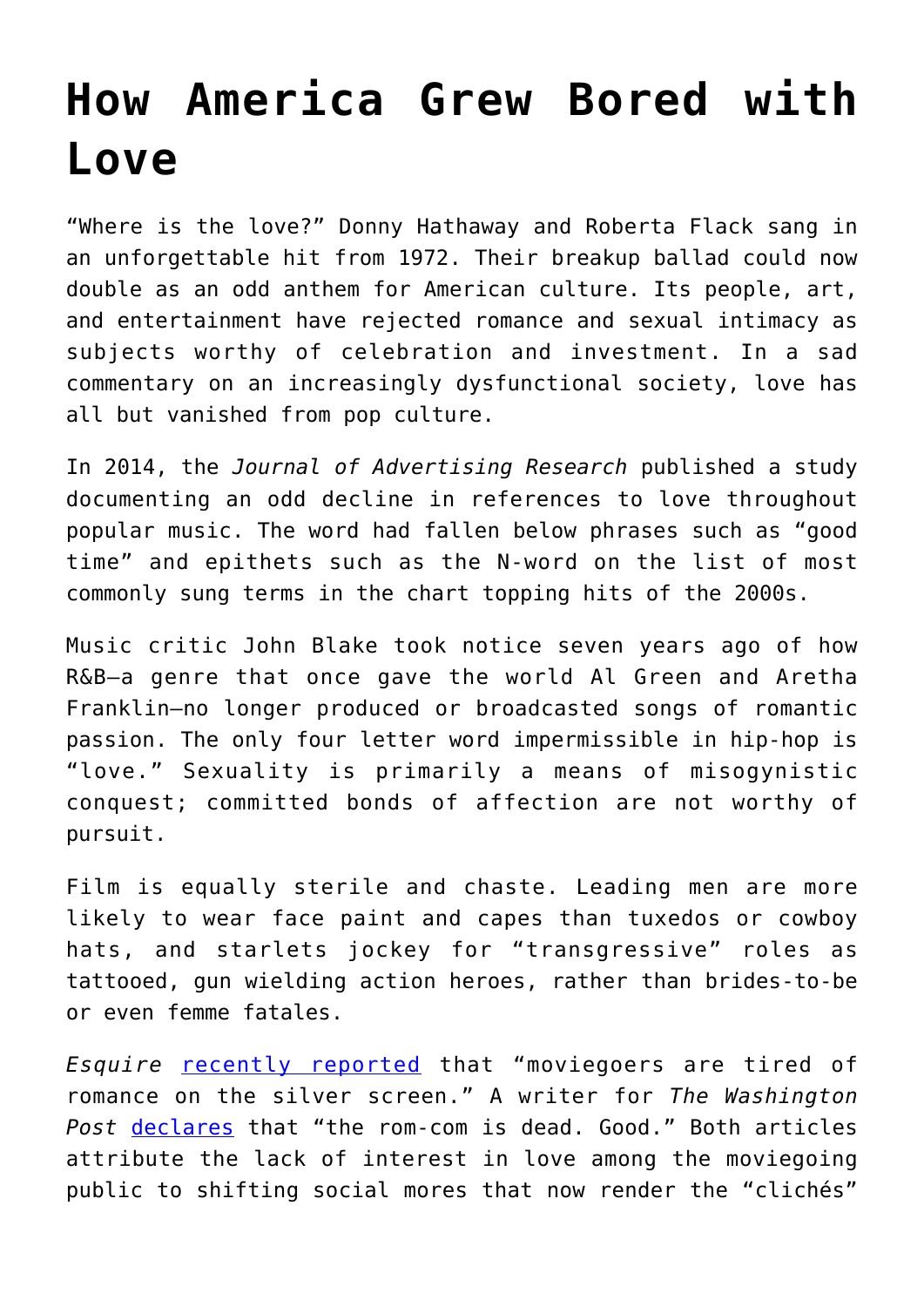# How America Grew Bored with Love

"Where is the love?" Donny Hathaway and Roberta Flack sang in an unforgettable hit from 1972. Their breakup ballad could now double as an odd anthem for American culture. Its people, art, and entertainment have rejected romance and sexual intimacy as subjects worthy of celebration and investment. In a sad commentary on an increasingly dysfunctional society, love has all but vanished from pop culture.

In 2014, the *Journal of Advertising Research* published a study documenting an odd decline in references to love throughout popular music. The word had fallen below phrases such as "good time" and epithets such as the N-word on the list of most commonly sung terms in the chart topping hits of the 2000s.

Music critic John Blake took notice seven years ago of how R&B—a genre that once gave the world Al Green and Aretha Franklin—no longer produced or broadcasted songs of romantic passion. The only four letter word impermissible in hip-hop is "love." Sexuality is primarily a means of misogynistic conquest; committed bonds of affection are not worthy of pursuit.

Film is equally sterile and chaste. Leading men are more likely to wear face paint and capes than tuxedos or cowboy hats, and starlets jockey for "transgressive" roles as tattooed, gun wielding action heroes, rather than brides-to-be or even femme fatales.

*Esquire* recently reported that "moviegoers are tired of romance on the silver screen." A writer for *The Washington Post* declares that "the rom-com is dead. Good." Both articles attribute the lack of interest in love among the moviegoing public to shifting social mores that now render the "clichés"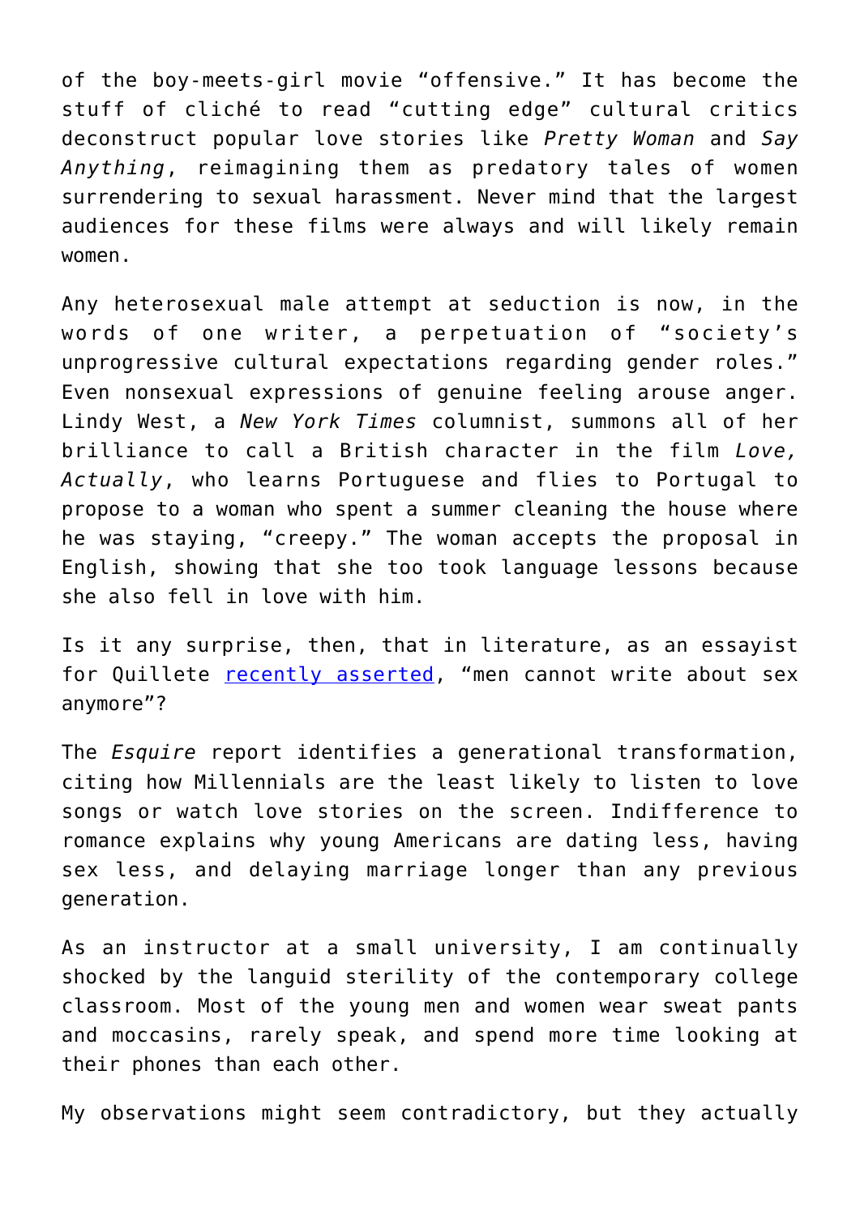of the boy-meets-girl movie "offensive." It has become the stuff of cliché to read "cutting edge" cultural critics deconstruct popular love stories like *Pretty Woman* and *Say Anything*, reimagining them as predatory tales of women surrendering to sexual harassment. Never mind that the largest audiences for these films were always and will likely remain women.

Any heterosexual male attempt at seduction is now, in the words of one writer, a perpetuation of "society's unprogressive cultural expectations regarding gender roles." Even nonsexual expressions of genuine feeling arouse anger. Lindy West, a *New York Times* columnist, summons all of her brilliance to call a British character in the film *Love, Actually*, who learns Portuguese and flies to Portugal to propose to a woman who spent a summer cleaning the house where he was staying, "creepy." The woman accepts the proposal in English, showing that she too took language lessons because she also fell in love with him.

Is it any surprise, then, that in literature, as an essayist for Quillete [recently asserted], "men cannot write about sex anymore"?

The *Esquire* report identifies a generational transformation, citing how Millennials are the least likely to listen to love songs or watch love stories on the screen. Indifference to romance explains why young Americans are dating less, having sex less, and delaying marriage longer than any previous generation.

As an instructor at a small university, I am continually shocked by the languid sterility of the contemporary college classroom. Most of the young men and women wear sweat pants and moccasins, rarely speak, and spend more time looking at their phones than each other.

My observations might seem contradictory, but they actually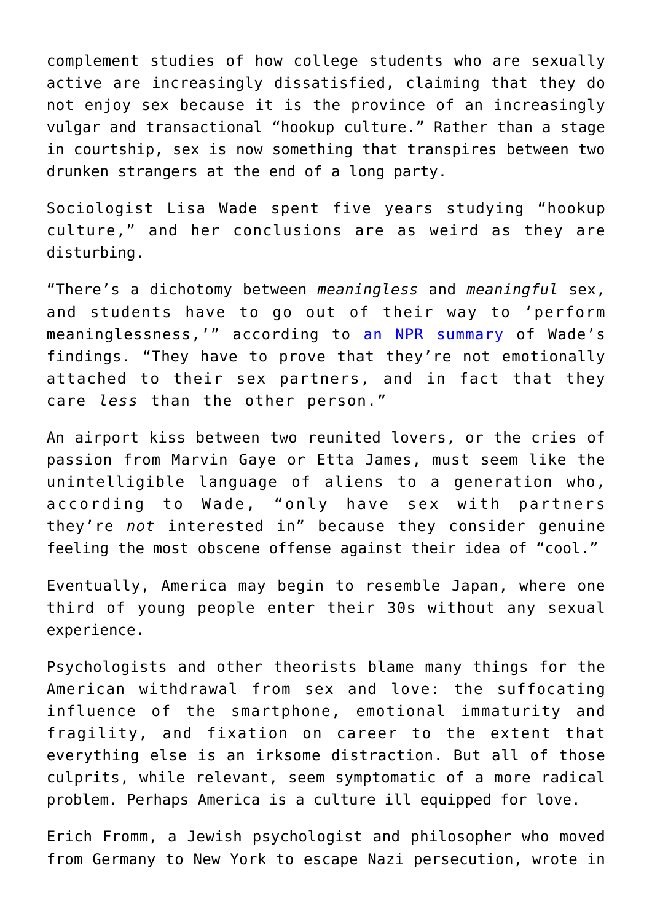complement studies of how college students who are sexually active are increasingly dissatisfied, claiming that they do not enjoy sex because it is the province of an increasingly vulgar and transactional "hookup culture." Rather than a stage in courtship, sex is now something that transpires between two drunken strangers at the end of a long party.

Sociologist Lisa Wade spent five years studying "hookup culture," and her conclusions are as weird as they are disturbing.

"There's a dichotomy between *meaningless* and *meaningful* sex, and students have to go out of their way to 'perform meaninglessness,'" according to [an NPR summary](#) of Wade's findings. "They have to prove that they're not emotionally attached to their sex partners, and in fact that they care *less* than the other person."

An airport kiss between two reunited lovers, or the cries of passion from Marvin Gaye or Etta James, must seem like the unintelligible language of aliens to a generation who, according to Wade, "only have sex with partners they're *not* interested in" because they consider genuine feeling the most obscene offense against their idea of "cool."

Eventually, America may begin to resemble Japan, where one third of young people enter their 30s without any sexual experience.

Psychologists and other theorists blame many things for the American withdrawal from sex and love: the suffocating influence of the smartphone, emotional immaturity and fragility, and fixation on career to the extent that everything else is an irksome distraction. But all of those culprits, while relevant, seem symptomatic of a more radical problem. Perhaps America is a culture ill equipped for love.

Erich Fromm, a Jewish psychologist and philosopher who moved from Germany to New York to escape Nazi persecution, wrote in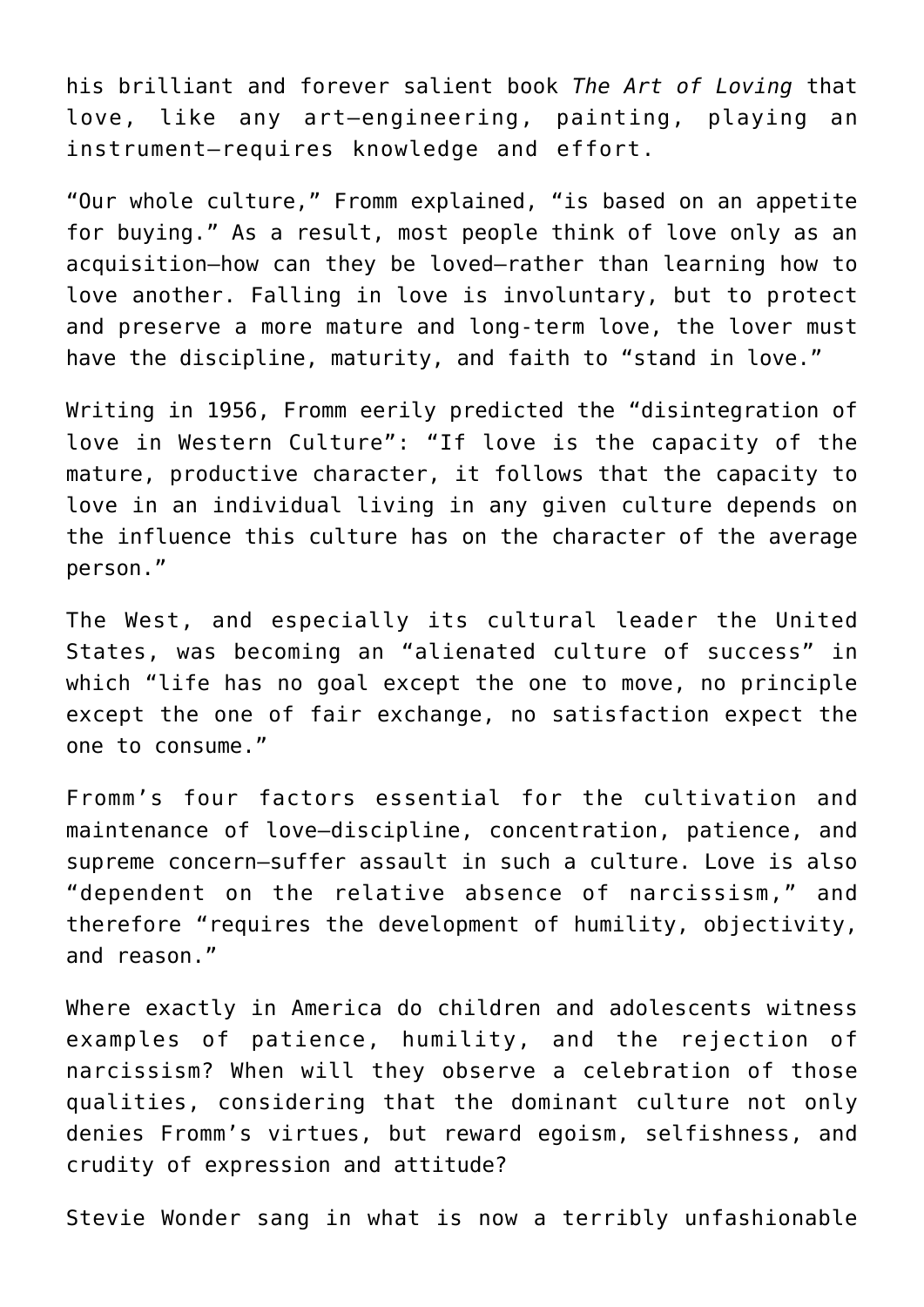his brilliant and forever salient book *The Art of Loving* that love, like any art—engineering, painting, playing an instrument—requires knowledge and effort.

"Our whole culture," Fromm explained, "is based on an appetite for buying." As a result, most people think of love only as an acquisition—how can they be loved—rather than learning how to love another. Falling in love is involuntary, but to protect and preserve a more mature and long-term love, the lover must have the discipline, maturity, and faith to "stand in love."

Writing in 1956, Fromm eerily predicted the "disintegration of love in Western Culture": "If love is the capacity of the mature, productive character, it follows that the capacity to love in an individual living in any given culture depends on the influence this culture has on the character of the average person."

The West, and especially its cultural leader the United States, was becoming an "alienated culture of success" in which "life has no goal except the one to move, no principle except the one of fair exchange, no satisfaction expect the one to consume."

Fromm's four factors essential for the cultivation and maintenance of love—discipline, concentration, patience, and supreme concern—suffer assault in such a culture. Love is also "dependent on the relative absence of narcissism," and therefore "requires the development of humility, objectivity, and reason."

Where exactly in America do children and adolescents witness examples of patience, humility, and the rejection of narcissism? When will they observe a celebration of those qualities, considering that the dominant culture not only denies Fromm's virtues, but reward egoism, selfishness, and crudity of expression and attitude?

Stevie Wonder sang in what is now a terribly unfashionable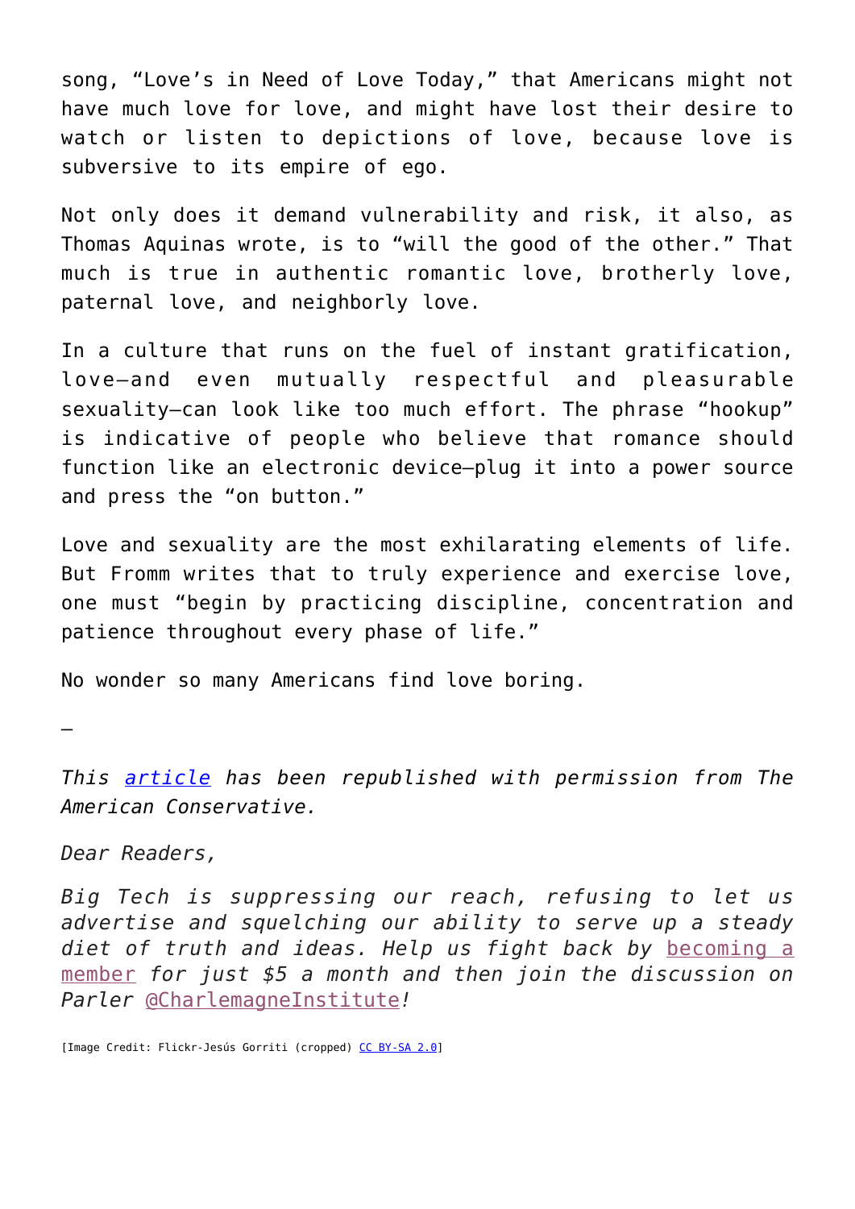song, "Love's in Need of Love Today," that Americans might not have much love for love, and might have lost their desire to watch or listen to depictions of love, because love is subversive to its empire of ego.

Not only does it demand vulnerability and risk, it also, as Thomas Aquinas wrote, is to "will the good of the other." That much is true in authentic romantic love, brotherly love, paternal love, and neighborly love.

In a culture that runs on the fuel of instant gratification, love—and even mutually respectful and pleasurable sexuality—can look like too much effort. The phrase "hookup" is indicative of people who believe that romance should function like an electronic device—plug it into a power source and press the "on button."

Love and sexuality are the most exhilarating elements of life. But Fromm writes that to truly experience and exercise love, one must "begin by practicing discipline, concentration and patience throughout every phase of life."

No wonder so many Americans find love boring.

—

*This article has been republished with permission from The American Conservative.*

*Dear Readers,*

*Big Tech is suppressing our reach, refusing to let us advertise and squelching our ability to serve up a steady diet of truth and ideas. Help us fight back by becoming a member for just $5 a month and then join the discussion on Parler @CharlemagneInstitute!*

[Image Credit: Flickr-Jesús Gorriti (cropped) CC BY-SA 2.0]